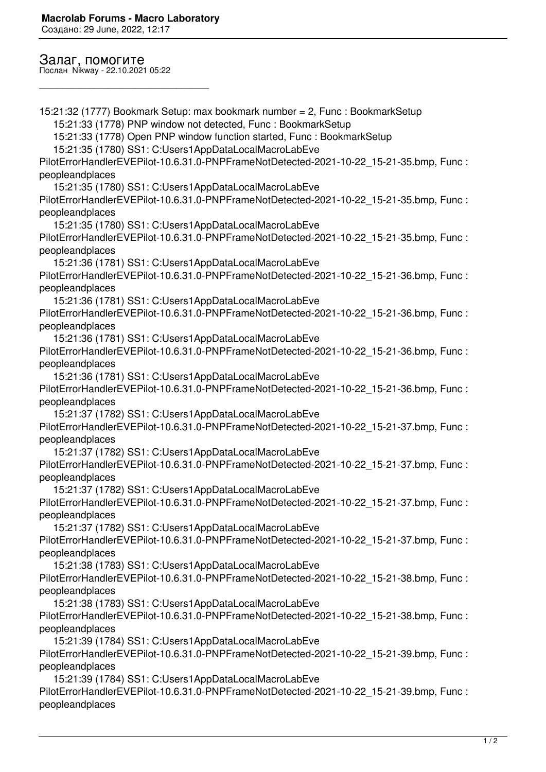## Залаг, помогите

Послан Nikway - 22.10.2021 05:22

---

15:21:32 (1777) Bookmark Setup: max bookmark number = 2, Func : BookmarkSetup
15:21:33 (1778) PNP window not detected, Func : BookmarkSetup
15:21:33 (1778) Open PNP window function started, Func : BookmarkSetup
15:21:35 (1780) SS1: C:Users1AppDataLocalMacroLabEve PilotErrorHandlerEVEPilot-10.6.31.0-PNPFrameNotDetected-2021-10-22_15-21-35.bmp, Func : peopleandplaces
15:21:35 (1780) SS1: C:Users1AppDataLocalMacroLabEve PilotErrorHandlerEVEPilot-10.6.31.0-PNPFrameNotDetected-2021-10-22_15-21-35.bmp, Func : peopleandplaces
15:21:35 (1780) SS1: C:Users1AppDataLocalMacroLabEve PilotErrorHandlerEVEPilot-10.6.31.0-PNPFrameNotDetected-2021-10-22_15-21-35.bmp, Func : peopleandplaces
15:21:36 (1781) SS1: C:Users1AppDataLocalMacroLabEve PilotErrorHandlerEVEPilot-10.6.31.0-PNPFrameNotDetected-2021-10-22_15-21-36.bmp, Func : peopleandplaces
15:21:36 (1781) SS1: C:Users1AppDataLocalMacroLabEve PilotErrorHandlerEVEPilot-10.6.31.0-PNPFrameNotDetected-2021-10-22_15-21-36.bmp, Func : peopleandplaces
15:21:36 (1781) SS1: C:Users1AppDataLocalMacroLabEve PilotErrorHandlerEVEPilot-10.6.31.0-PNPFrameNotDetected-2021-10-22_15-21-36.bmp, Func : peopleandplaces
15:21:36 (1781) SS1: C:Users1AppDataLocalMacroLabEve PilotErrorHandlerEVEPilot-10.6.31.0-PNPFrameNotDetected-2021-10-22_15-21-36.bmp, Func : peopleandplaces
15:21:37 (1782) SS1: C:Users1AppDataLocalMacroLabEve PilotErrorHandlerEVEPilot-10.6.31.0-PNPFrameNotDetected-2021-10-22_15-21-37.bmp, Func : peopleandplaces
15:21:37 (1782) SS1: C:Users1AppDataLocalMacroLabEve PilotErrorHandlerEVEPilot-10.6.31.0-PNPFrameNotDetected-2021-10-22_15-21-37.bmp, Func : peopleandplaces
15:21:37 (1782) SS1: C:Users1AppDataLocalMacroLabEve PilotErrorHandlerEVEPilot-10.6.31.0-PNPFrameNotDetected-2021-10-22_15-21-37.bmp, Func : peopleandplaces
15:21:37 (1782) SS1: C:Users1AppDataLocalMacroLabEve PilotErrorHandlerEVEPilot-10.6.31.0-PNPFrameNotDetected-2021-10-22_15-21-37.bmp, Func : peopleandplaces
15:21:38 (1783) SS1: C:Users1AppDataLocalMacroLabEve PilotErrorHandlerEVEPilot-10.6.31.0-PNPFrameNotDetected-2021-10-22_15-21-38.bmp, Func : peopleandplaces
15:21:38 (1783) SS1: C:Users1AppDataLocalMacroLabEve PilotErrorHandlerEVEPilot-10.6.31.0-PNPFrameNotDetected-2021-10-22_15-21-38.bmp, Func : peopleandplaces
15:21:39 (1784) SS1: C:Users1AppDataLocalMacroLabEve PilotErrorHandlerEVEPilot-10.6.31.0-PNPFrameNotDetected-2021-10-22_15-21-39.bmp, Func : peopleandplaces
15:21:39 (1784) SS1: C:Users1AppDataLocalMacroLabEve PilotErrorHandlerEVEPilot-10.6.31.0-PNPFrameNotDetected-2021-10-22_15-21-39.bmp, Func : peopleandplaces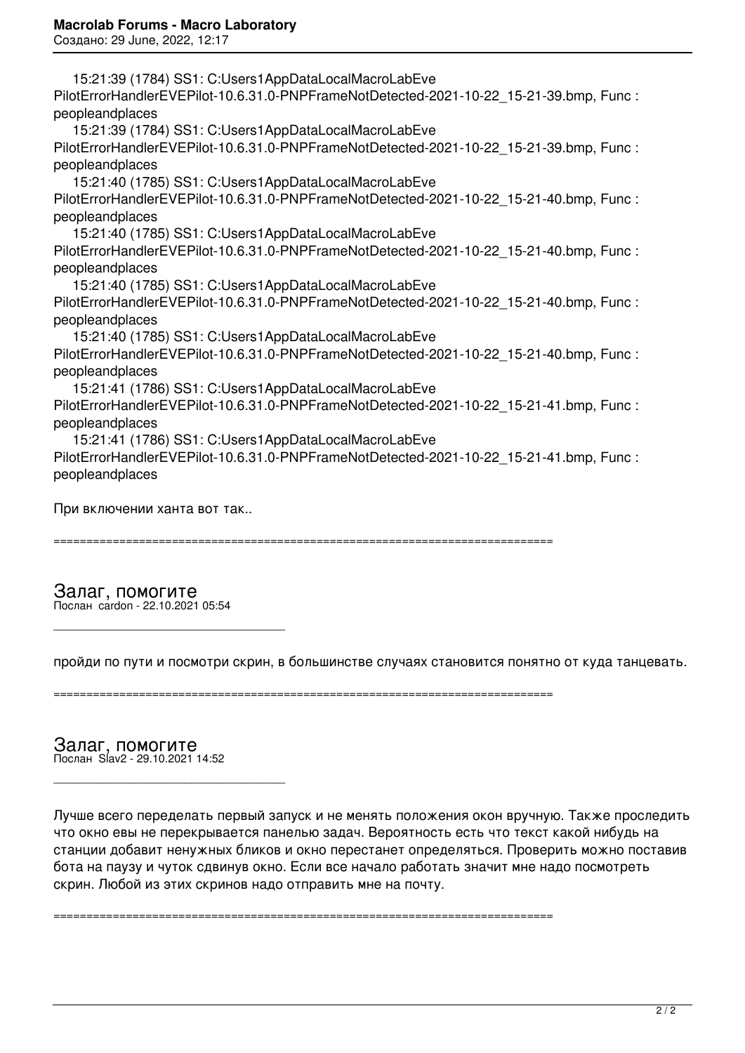15:21:39 (1784) SS1: C:Users1AppDataLocalMacroLabEve PilotErrorHandlerEVEPilot-10.6.31.0-PNPFrameNotDetected-2021-10-22_15-21-39.bmp, Func : peopleandplaces
15:21:39 (1784) SS1: C:Users1AppDataLocalMacroLabEve PilotErrorHandlerEVEPilot-10.6.31.0-PNPFrameNotDetected-2021-10-22_15-21-39.bmp, Func : peopleandplaces
15:21:40 (1785) SS1: C:Users1AppDataLocalMacroLabEve PilotErrorHandlerEVEPilot-10.6.31.0-PNPFrameNotDetected-2021-10-22_15-21-40.bmp, Func : peopleandplaces
15:21:40 (1785) SS1: C:Users1AppDataLocalMacroLabEve PilotErrorHandlerEVEPilot-10.6.31.0-PNPFrameNotDetected-2021-10-22_15-21-40.bmp, Func : peopleandplaces
15:21:40 (1785) SS1: C:Users1AppDataLocalMacroLabEve PilotErrorHandlerEVEPilot-10.6.31.0-PNPFrameNotDetected-2021-10-22_15-21-40.bmp, Func : peopleandplaces
15:21:40 (1785) SS1: C:Users1AppDataLocalMacroLabEve PilotErrorHandlerEVEPilot-10.6.31.0-PNPFrameNotDetected-2021-10-22_15-21-40.bmp, Func : peopleandplaces
15:21:41 (1786) SS1: C:Users1AppDataLocalMacroLabEve PilotErrorHandlerEVEPilot-10.6.31.0-PNPFrameNotDetected-2021-10-22_15-21-41.bmp, Func : peopleandplaces
15:21:41 (1786) SS1: C:Users1AppDataLocalMacroLabEve PilotErrorHandlerEVEPilot-10.6.31.0-PNPFrameNotDetected-2021-10-22_15-21-41.bmp, Func : peopleandplaces

При включении ханта вот так..

============================================================================

## Залаг, помогите
Послан cardon - 22.10.2021 05:54

_____________________________________

пройди по пути и посмотри скрин, в большинстве случаях становится понятно от куда танцевать.

============================================================================

## Залаг, помогите
Послан Slav2 - 29.10.2021 14:52

_____________________________________

Лучше всего переделать первый запуск и не менять положения окон вручную. Также проследить что окно евы не перекрывается панелью задач. Вероятность есть что текст какой нибудь на станции добавит ненужных бликов и окно перестанет определяться. Проверить можно поставив бота на паузу и чуток сдвинув окно. Если все начало работать значит мне надо посмотреть скрин. Любой из этих скринов надо отправить мне на почту.

============================================================================